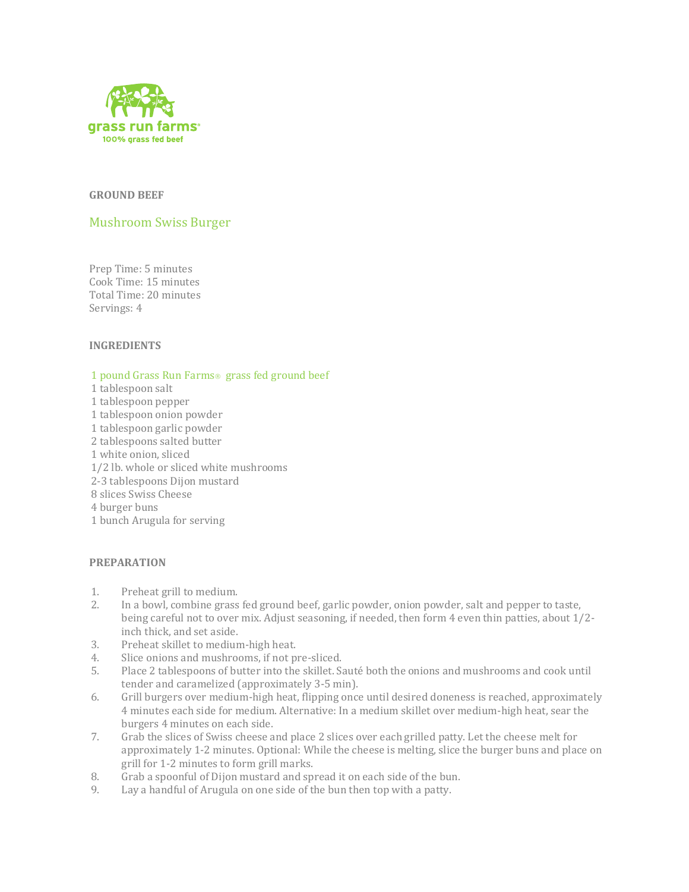grass run farms®
100% grass fed beef

**GROUND BEEF**

## Mushroom Swiss Burger

Prep Time: 5 minutes
Cook Time: 15 minutes
Total Time: 20 minutes
Servings: 4

**INGREDIENTS**

1 pound Grass Run Farms® grass fed ground beef
1 tablespoon salt
1 tablespoon pepper
1 tablespoon onion powder
1 tablespoon garlic powder
2 tablespoons salted butter
1 white onion, sliced
1/2 lb. whole or sliced white mushrooms
2-3 tablespoons Dijon mustard
8 slices Swiss Cheese
4 burger buns
1 bunch Arugula for serving

**PREPARATION**

1. Preheat grill to medium.
2. In a bowl, combine grass fed ground beef, garlic powder, onion powder, salt and pepper to taste, being careful not to over mix. Adjust seasoning, if needed, then form 4 even thin patties, about 1/2-inch thick, and set aside.
3. Preheat skillet to medium-high heat.
4. Slice onions and mushrooms, if not pre-sliced.
5. Place 2 tablespoons of butter into the skillet. Sauté both the onions and mushrooms and cook until tender and caramelized (approximately 3-5 min).
6. Grill burgers over medium-high heat, flipping once until desired doneness is reached, approximately 4 minutes each side for medium. Alternative: In a medium skillet over medium-high heat, sear the burgers 4 minutes on each side.
7. Grab the slices of Swiss cheese and place 2 slices over each grilled patty. Let the cheese melt for approximately 1-2 minutes. Optional: While the cheese is melting, slice the burger buns and place on grill for 1-2 minutes to form grill marks.
8. Grab a spoonful of Dijon mustard and spread it on each side of the bun.
9. Lay a handful of Arugula on one side of the bun then top with a patty.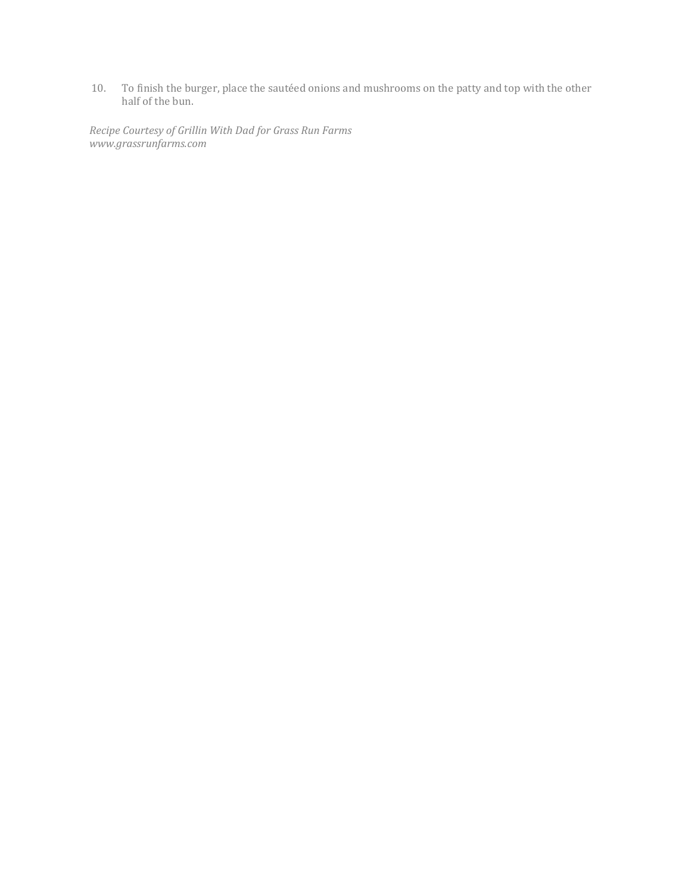10. To finish the burger, place the sautéed onions and mushrooms on the patty and top with the other half of the bun.

*Recipe Courtesy of Grillin With Dad for Grass Run Farms*
*www.grassrunfarms.com*